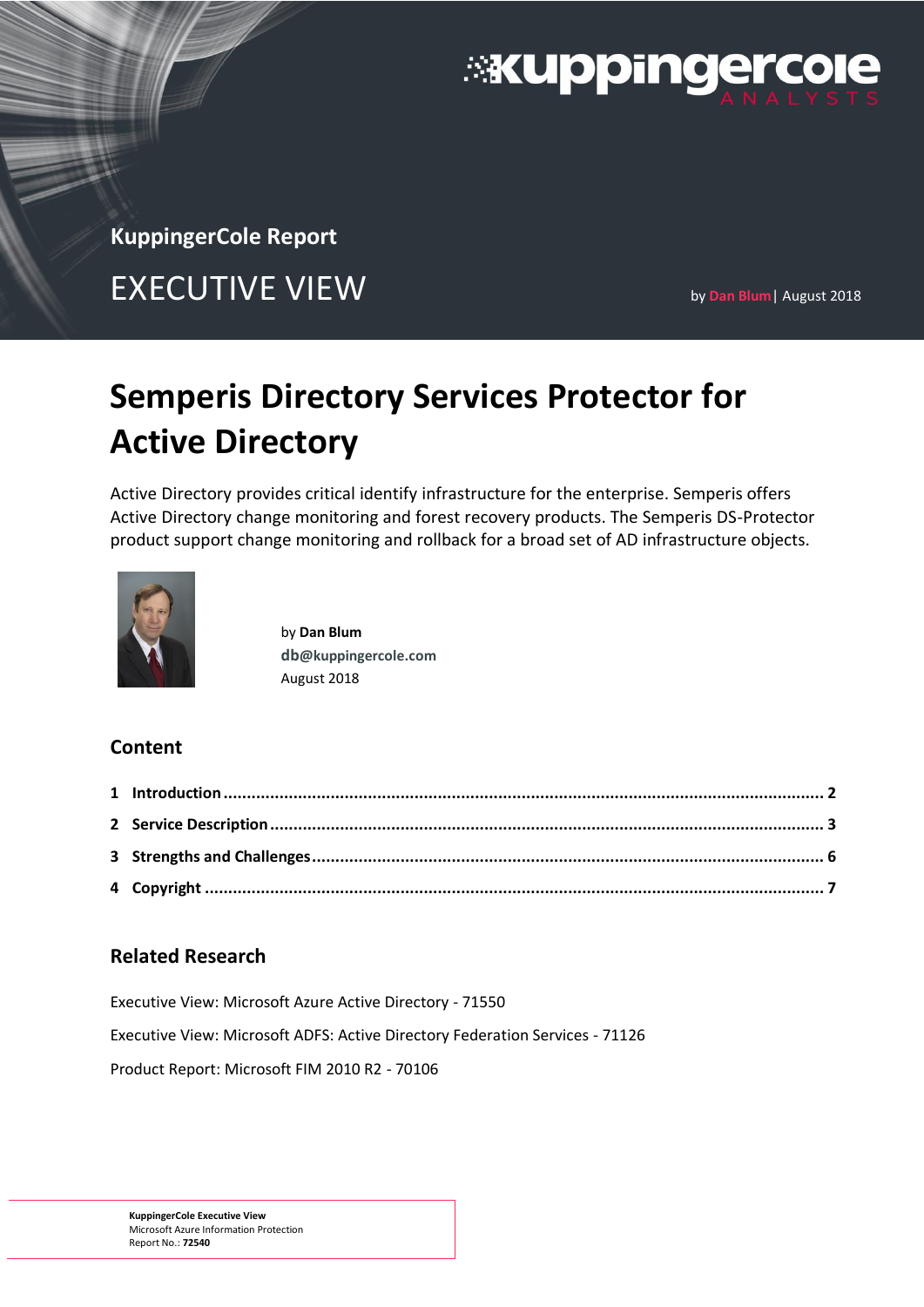KuppingerCole Report

EXECUTIVE VIEW

by Dan Blum | August 2018

# Semperis Directory Services Protector for Active Directory

Active Directory provides critical identify infrastructure for the enterprise. Semperis offers Active Directory change monitoring and forest recovery products. The Semperis DS-Protector product support change monitoring and rollback for a broad set of AD infrastructure objects.

by **Dan Blum**
**db@kuppingercole.com**
August 2018

## Content

**1 Introduction** .......... **2**
**2 Service Description** .......... **3**
**3 Strengths and Challenges** .......... **6**
**4 Copyright** .......... **7**

## Related Research

Executive View: Microsoft Azure Active Directory - 71550

Executive View: Microsoft ADFS: Active Directory Federation Services - 71126

Product Report: Microsoft FIM 2010 R2 - 70106

**KuppingerCole Executive View**
Microsoft Azure Information Protection
Report No.: **72540**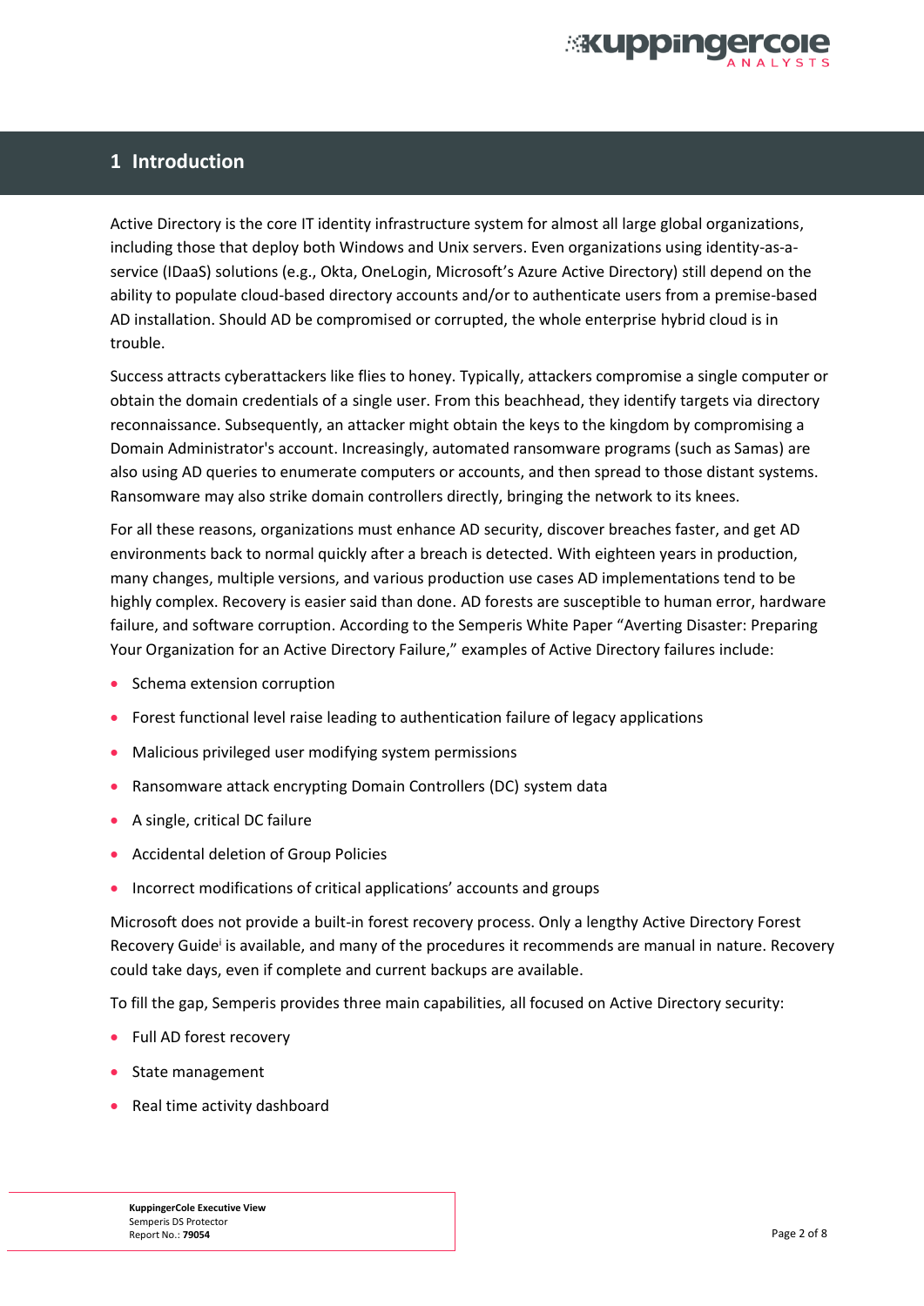# 1 Introduction

Active Directory is the core IT identity infrastructure system for almost all large global organizations, including those that deploy both Windows and Unix servers. Even organizations using identity-as-a-service (IDaaS) solutions (e.g., Okta, OneLogin, Microsoft's Azure Active Directory) still depend on the ability to populate cloud-based directory accounts and/or to authenticate users from a premise-based AD installation. Should AD be compromised or corrupted, the whole enterprise hybrid cloud is in trouble.

Success attracts cyberattackers like flies to honey. Typically, attackers compromise a single computer or obtain the domain credentials of a single user. From this beachhead, they identify targets via directory reconnaissance. Subsequently, an attacker might obtain the keys to the kingdom by compromising a Domain Administrator's account. Increasingly, automated ransomware programs (such as Samas) are also using AD queries to enumerate computers or accounts, and then spread to those distant systems. Ransomware may also strike domain controllers directly, bringing the network to its knees.

For all these reasons, organizations must enhance AD security, discover breaches faster, and get AD environments back to normal quickly after a breach is detected. With eighteen years in production, many changes, multiple versions, and various production use cases AD implementations tend to be highly complex. Recovery is easier said than done. AD forests are susceptible to human error, hardware failure, and software corruption. According to the Semperis White Paper "Averting Disaster: Preparing Your Organization for an Active Directory Failure," examples of Active Directory failures include:

- Schema extension corruption
- Forest functional level raise leading to authentication failure of legacy applications
- Malicious privileged user modifying system permissions
- Ransomware attack encrypting Domain Controllers (DC) system data
- A single, critical DC failure
- Accidental deletion of Group Policies
- Incorrect modifications of critical applications' accounts and groups

Microsoft does not provide a built-in forest recovery process. Only a lengthy Active Directory Forest Recovery Guide[i] is available, and many of the procedures it recommends are manual in nature. Recovery could take days, even if complete and current backups are available.

To fill the gap, Semperis provides three main capabilities, all focused on Active Directory security:

- Full AD forest recovery
- State management
- Real time activity dashboard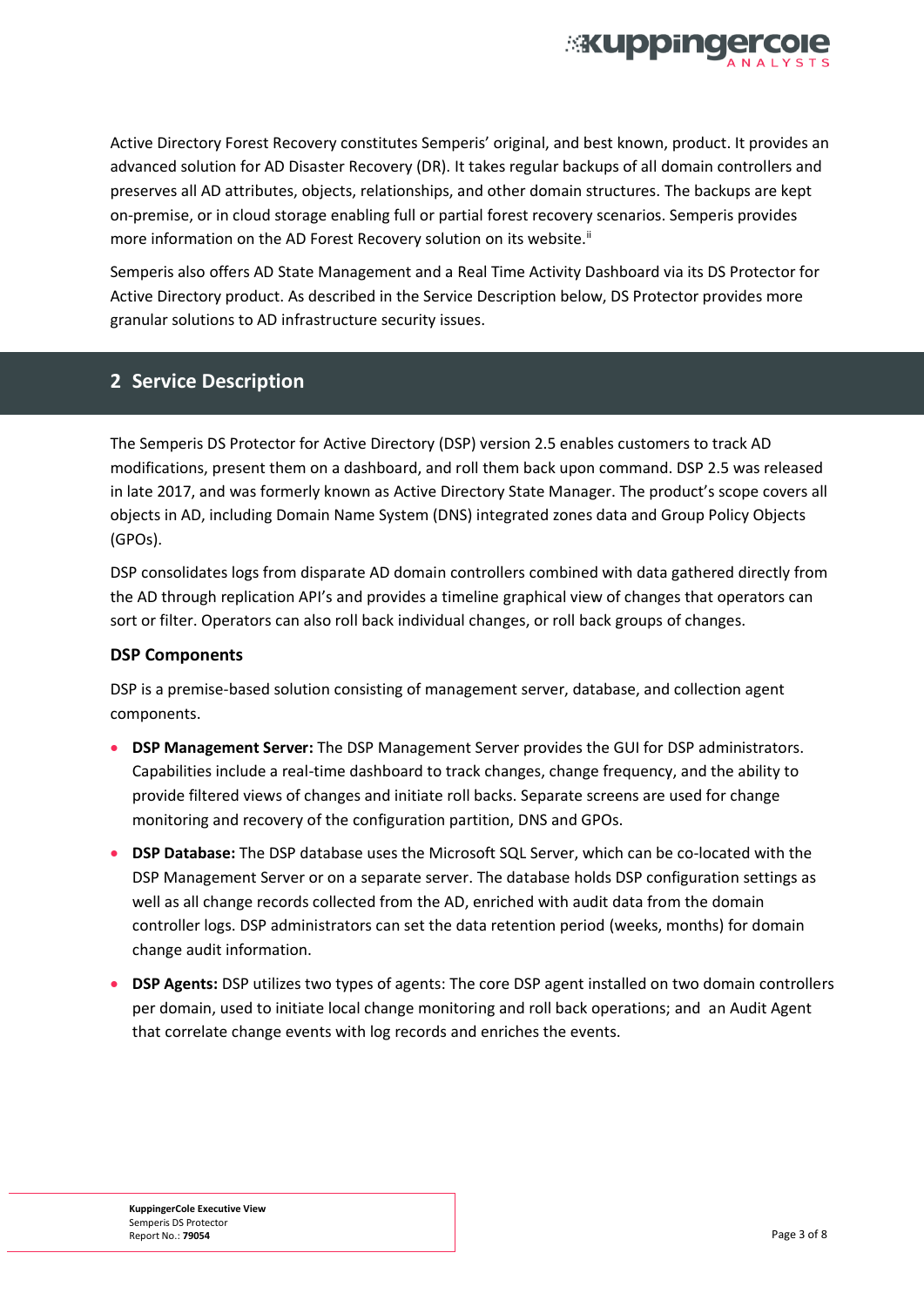Active Directory Forest Recovery constitutes Semperis' original, and best known, product. It provides an advanced solution for AD Disaster Recovery (DR). It takes regular backups of all domain controllers and preserves all AD attributes, objects, relationships, and other domain structures. The backups are kept on-premise, or in cloud storage enabling full or partial forest recovery scenarios. Semperis provides more information on the AD Forest Recovery solution on its website.[ii]

Semperis also offers AD State Management and a Real Time Activity Dashboard via its DS Protector for Active Directory product. As described in the Service Description below, DS Protector provides more granular solutions to AD infrastructure security issues.

## 2 Service Description

The Semperis DS Protector for Active Directory (DSP) version 2.5 enables customers to track AD modifications, present them on a dashboard, and roll them back upon command. DSP 2.5 was released in late 2017, and was formerly known as Active Directory State Manager. The product's scope covers all objects in AD, including Domain Name System (DNS) integrated zones data and Group Policy Objects (GPOs).

DSP consolidates logs from disparate AD domain controllers combined with data gathered directly from the AD through replication API's and provides a timeline graphical view of changes that operators can sort or filter. Operators can also roll back individual changes, or roll back groups of changes.

### DSP Components

DSP is a premise-based solution consisting of management server, database, and collection agent components.

- **DSP Management Server:** The DSP Management Server provides the GUI for DSP administrators. Capabilities include a real-time dashboard to track changes, change frequency, and the ability to provide filtered views of changes and initiate roll backs. Separate screens are used for change monitoring and recovery of the configuration partition, DNS and GPOs.
- **DSP Database:** The DSP database uses the Microsoft SQL Server, which can be co-located with the DSP Management Server or on a separate server. The database holds DSP configuration settings as well as all change records collected from the AD, enriched with audit data from the domain controller logs. DSP administrators can set the data retention period (weeks, months) for domain change audit information.
- **DSP Agents:** DSP utilizes two types of agents: The core DSP agent installed on two domain controllers per domain, used to initiate local change monitoring and roll back operations; and an Audit Agent that correlate change events with log records and enriches the events.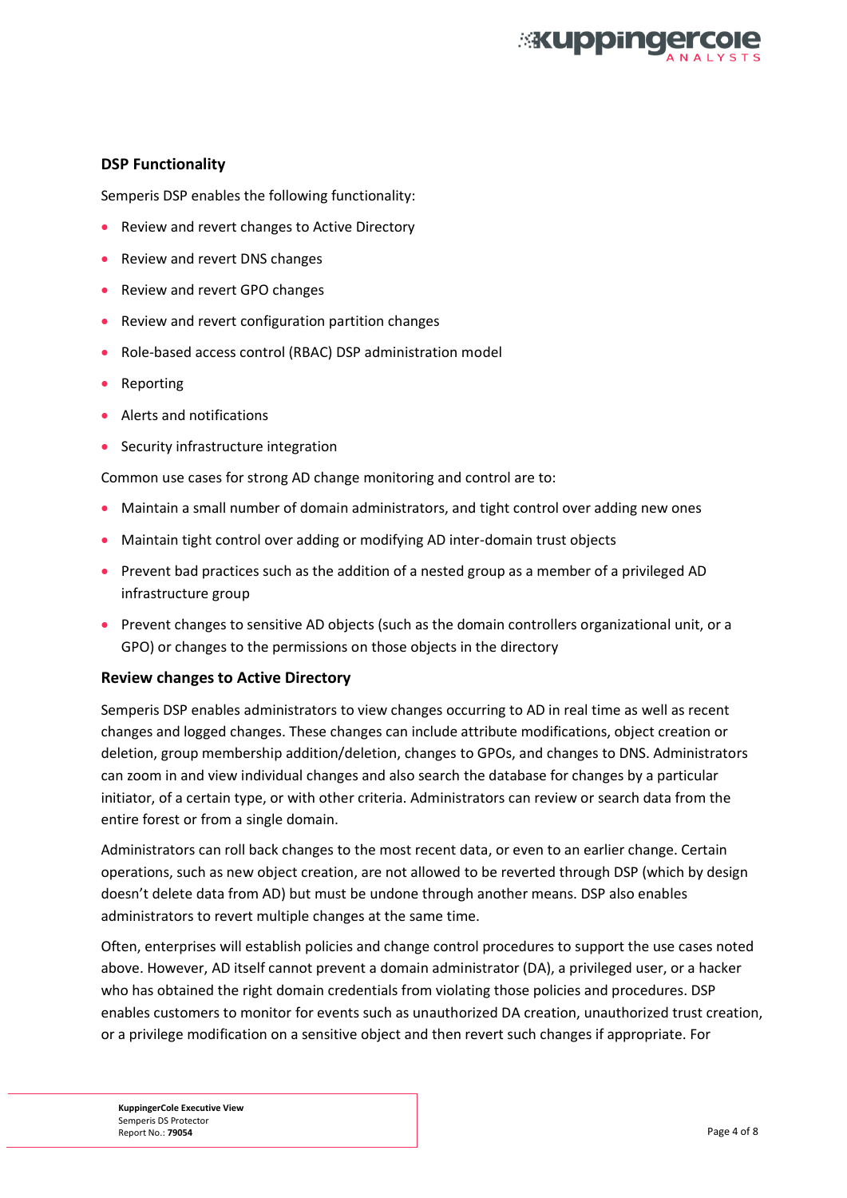### DSP Functionality

Semperis DSP enables the following functionality:

- Review and revert changes to Active Directory
- Review and revert DNS changes
- Review and revert GPO changes
- Review and revert configuration partition changes
- Role-based access control (RBAC) DSP administration model
- Reporting
- Alerts and notifications
- Security infrastructure integration

Common use cases for strong AD change monitoring and control are to:

- Maintain a small number of domain administrators, and tight control over adding new ones
- Maintain tight control over adding or modifying AD inter-domain trust objects
- Prevent bad practices such as the addition of a nested group as a member of a privileged AD infrastructure group
- Prevent changes to sensitive AD objects (such as the domain controllers organizational unit, or a GPO) or changes to the permissions on those objects in the directory

### Review changes to Active Directory

Semperis DSP enables administrators to view changes occurring to AD in real time as well as recent changes and logged changes. These changes can include attribute modifications, object creation or deletion, group membership addition/deletion, changes to GPOs, and changes to DNS. Administrators can zoom in and view individual changes and also search the database for changes by a particular initiator, of a certain type, or with other criteria. Administrators can review or search data from the entire forest or from a single domain.

Administrators can roll back changes to the most recent data, or even to an earlier change. Certain operations, such as new object creation, are not allowed to be reverted through DSP (which by design doesn't delete data from AD) but must be undone through another means. DSP also enables administrators to revert multiple changes at the same time.

Often, enterprises will establish policies and change control procedures to support the use cases noted above. However, AD itself cannot prevent a domain administrator (DA), a privileged user, or a hacker who has obtained the right domain credentials from violating those policies and procedures. DSP enables customers to monitor for events such as unauthorized DA creation, unauthorized trust creation, or a privilege modification on a sensitive object and then revert such changes if appropriate. For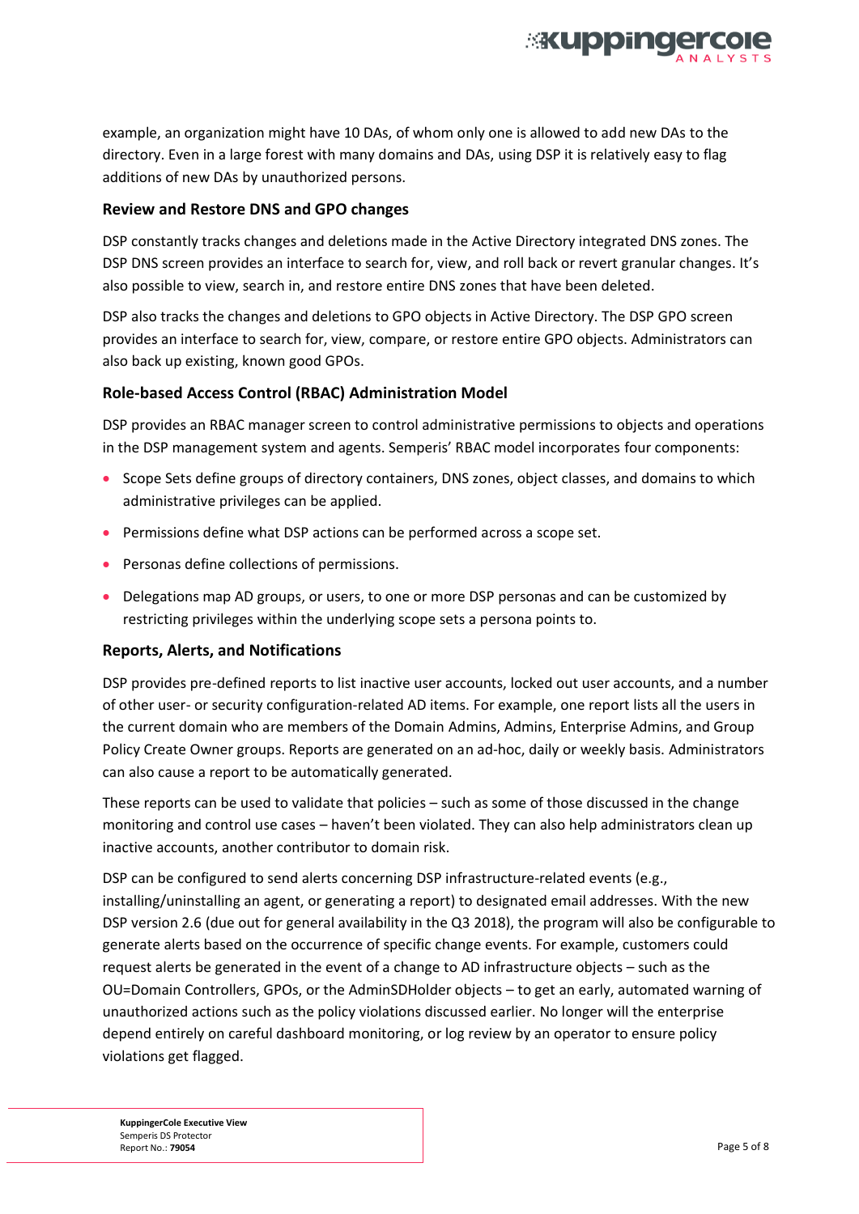example, an organization might have 10 DAs, of whom only one is allowed to add new DAs to the directory. Even in a large forest with many domains and DAs, using DSP it is relatively easy to flag additions of new DAs by unauthorized persons.

### Review and Restore DNS and GPO changes

DSP constantly tracks changes and deletions made in the Active Directory integrated DNS zones. The DSP DNS screen provides an interface to search for, view, and roll back or revert granular changes. It's also possible to view, search in, and restore entire DNS zones that have been deleted.

DSP also tracks the changes and deletions to GPO objects in Active Directory. The DSP GPO screen provides an interface to search for, view, compare, or restore entire GPO objects. Administrators can also back up existing, known good GPOs.

### Role-based Access Control (RBAC) Administration Model

DSP provides an RBAC manager screen to control administrative permissions to objects and operations in the DSP management system and agents. Semperis' RBAC model incorporates four components:

- Scope Sets define groups of directory containers, DNS zones, object classes, and domains to which administrative privileges can be applied.
- Permissions define what DSP actions can be performed across a scope set.
- Personas define collections of permissions.
- Delegations map AD groups, or users, to one or more DSP personas and can be customized by restricting privileges within the underlying scope sets a persona points to.

### Reports, Alerts, and Notifications

DSP provides pre-defined reports to list inactive user accounts, locked out user accounts, and a number of other user- or security configuration-related AD items. For example, one report lists all the users in the current domain who are members of the Domain Admins, Admins, Enterprise Admins, and Group Policy Create Owner groups. Reports are generated on an ad-hoc, daily or weekly basis. Administrators can also cause a report to be automatically generated.

These reports can be used to validate that policies – such as some of those discussed in the change monitoring and control use cases – haven't been violated. They can also help administrators clean up inactive accounts, another contributor to domain risk.

DSP can be configured to send alerts concerning DSP infrastructure-related events (e.g., installing/uninstalling an agent, or generating a report) to designated email addresses. With the new DSP version 2.6 (due out for general availability in the Q3 2018), the program will also be configurable to generate alerts based on the occurrence of specific change events. For example, customers could request alerts be generated in the event of a change to AD infrastructure objects – such as the OU=Domain Controllers, GPOs, or the AdminSDHolder objects – to get an early, automated warning of unauthorized actions such as the policy violations discussed earlier. No longer will the enterprise depend entirely on careful dashboard monitoring, or log review by an operator to ensure policy violations get flagged.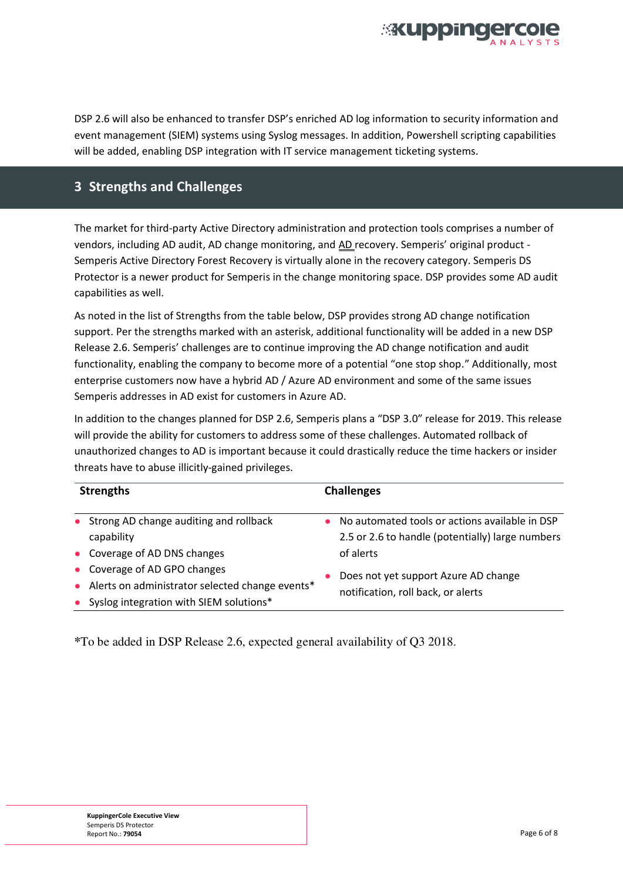DSP 2.6 will also be enhanced to transfer DSP's enriched AD log information to security information and event management (SIEM) systems using Syslog messages. In addition, Powershell scripting capabilities will be added, enabling DSP integration with IT service management ticketing systems.

## 3 Strengths and Challenges

The market for third-party Active Directory administration and protection tools comprises a number of vendors, including AD audit, AD change monitoring, and AD recovery. Semperis' original product - Semperis Active Directory Forest Recovery is virtually alone in the recovery category. Semperis DS Protector is a newer product for Semperis in the change monitoring space. DSP provides some AD audit capabilities as well.

As noted in the list of Strengths from the table below, DSP provides strong AD change notification support. Per the strengths marked with an asterisk, additional functionality will be added in a new DSP Release 2.6. Semperis' challenges are to continue improving the AD change notification and audit functionality, enabling the company to become more of a potential "one stop shop." Additionally, most enterprise customers now have a hybrid AD / Azure AD environment and some of the same issues Semperis addresses in AD exist for customers in Azure AD.

In addition to the changes planned for DSP 2.6, Semperis plans a "DSP 3.0" release for 2019. This release will provide the ability for customers to address some of these challenges. Automated rollback of unauthorized changes to AD is important because it could drastically reduce the time hackers or insider threats have to abuse illicitly-gained privileges.

| Strengths | Challenges |
| --- | --- |
| • Strong AD change auditing and rollback capability<br>• Coverage of AD DNS changes<br>• Coverage of AD GPO changes<br>• Alerts on administrator selected change events*<br>• Syslog integration with SIEM solutions* | • No automated tools or actions available in DSP 2.5 or 2.6 to handle (potentially) large numbers of alerts<br>• Does not yet support Azure AD change notification, roll back, or alerts |

*To be added in DSP Release 2.6, expected general availability of Q3 2018.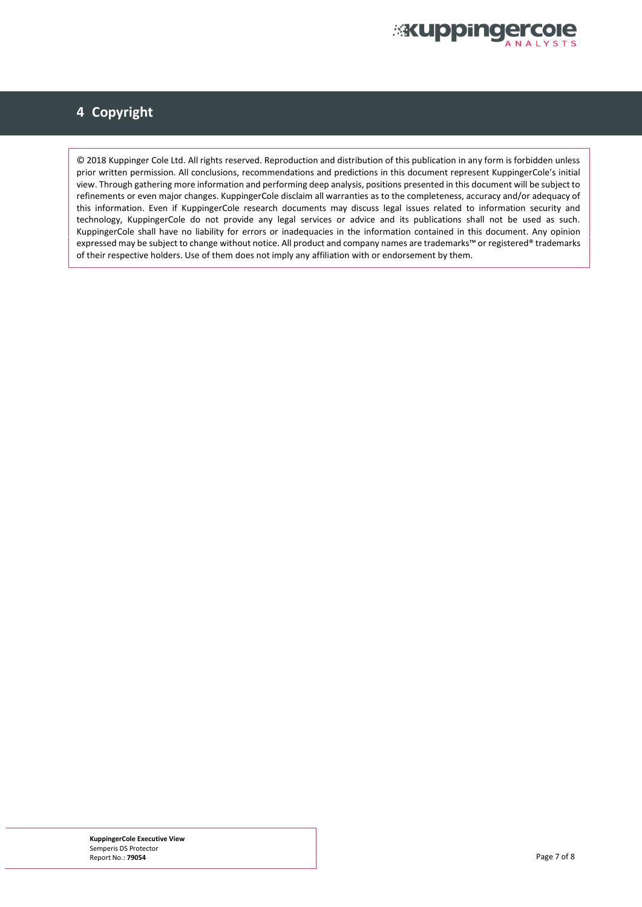# 4 Copyright

© 2018 Kuppinger Cole Ltd. All rights reserved. Reproduction and distribution of this publication in any form is forbidden unless prior written permission. All conclusions, recommendations and predictions in this document represent KuppingerCole's initial view. Through gathering more information and performing deep analysis, positions presented in this document will be subject to refinements or even major changes. KuppingerCole disclaim all warranties as to the completeness, accuracy and/or adequacy of this information. Even if KuppingerCole research documents may discuss legal issues related to information security and technology, KuppingerCole do not provide any legal services or advice and its publications shall not be used as such. KuppingerCole shall have no liability for errors or inadequacies in the information contained in this document. Any opinion expressed may be subject to change without notice. All product and company names are trademarks™ or registered® trademarks of their respective holders. Use of them does not imply any affiliation with or endorsement by them.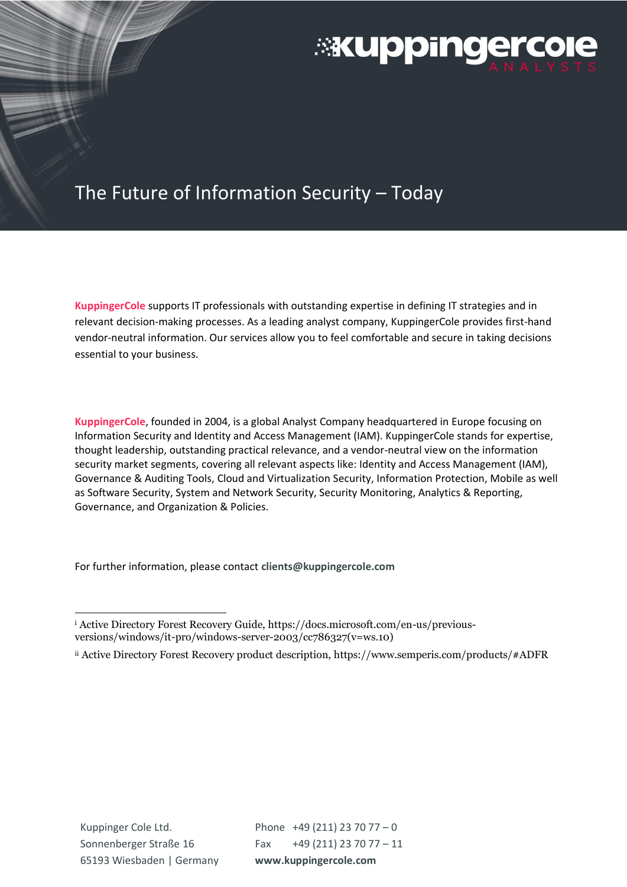# The Future of Information Security – Today

**KuppingerCole** supports IT professionals with outstanding expertise in defining IT strategies and in relevant decision-making processes. As a leading analyst company, KuppingerCole provides first-hand vendor-neutral information. Our services allow you to feel comfortable and secure in taking decisions essential to your business.

**KuppingerCole**, founded in 2004, is a global Analyst Company headquartered in Europe focusing on Information Security and Identity and Access Management (IAM). KuppingerCole stands for expertise, thought leadership, outstanding practical relevance, and a vendor-neutral view on the information security market segments, covering all relevant aspects like: Identity and Access Management (IAM), Governance & Auditing Tools, Cloud and Virtualization Security, Information Protection, Mobile as well as Software Security, System and Network Security, Security Monitoring, Analytics & Reporting, Governance, and Organization & Policies.

For further information, please contact **clients@kuppingercole.com**

---

[i] Active Directory Forest Recovery Guide, https://docs.microsoft.com/en-us/previous-versions/windows/it-pro/windows-server-2003/cc786327(v=ws.10)

[ii] Active Directory Forest Recovery product description, https://www.semperis.com/products/#ADFR

Kuppinger Cole Ltd.
Sonnenberger Straße 16
65193 Wiesbaden | Germany

Phone +49 (211) 23 70 77 – 0
Fax +49 (211) 23 70 77 – 11
**www.kuppingercole.com**